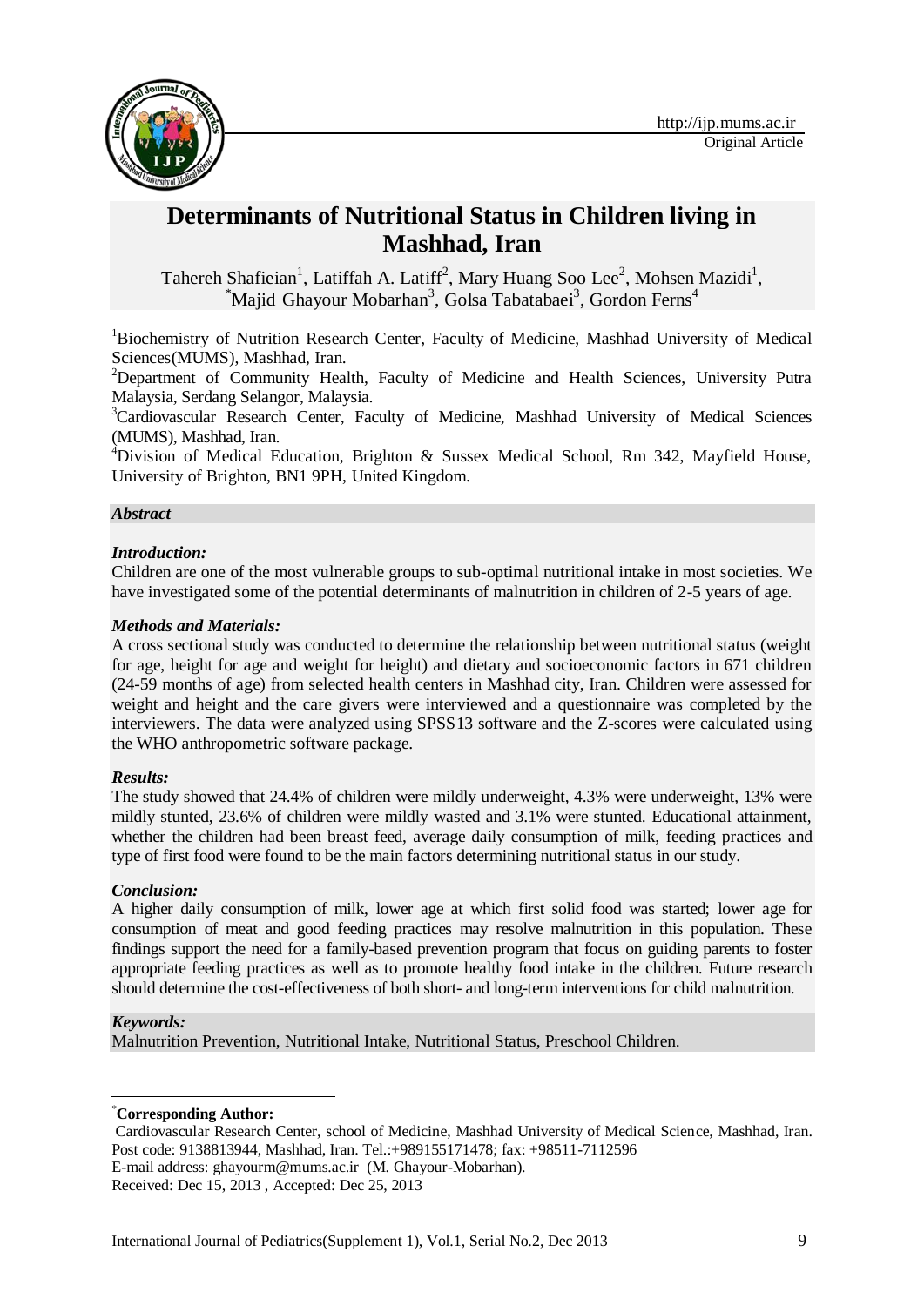Original Article

# Determinants of Nutritional Status in Children living in Mashhad, Iran

Tahereh Shafieian[1], Latiffah A. Latiff[2], Mary Huang Soo Lee[2], Mohsen Mazidi[1], *Majid Ghayour Mobarhan[3], Golsa Tabatabaei[3], Gordon Ferns[4]

[1]Biochemistry of Nutrition Research Center, Faculty of Medicine, Mashhad University of Medical Sciences(MUMS), Mashhad, Iran.

[2]Department of Community Health, Faculty of Medicine and Health Sciences, University Putra Malaysia, Serdang Selangor, Malaysia.

[3]Cardiovascular Research Center, Faculty of Medicine, Mashhad University of Medical Sciences (MUMS), Mashhad, Iran.

[4]Division of Medical Education, Brighton & Sussex Medical School, Rm 342, Mayfield House, University of Brighton, BN1 9PH, United Kingdom.

## *Abstract*

### *Introduction:*

Children are one of the most vulnerable groups to sub-optimal nutritional intake in most societies. We have investigated some of the potential determinants of malnutrition in children of 2-5 years of age.

### *Methods and Materials:*

A cross sectional study was conducted to determine the relationship between nutritional status (weight for age, height for age and weight for height) and dietary and socioeconomic factors in 671 children (24-59 months of age) from selected health centers in Mashhad city, Iran. Children were assessed for weight and height and the care givers were interviewed and a questionnaire was completed by the interviewers. The data were analyzed using SPSS13 software and the Z-scores were calculated using the WHO anthropometric software package.

### *Results:*

The study showed that 24.4% of children were mildly underweight, 4.3% were underweight, 13% were mildly stunted, 23.6% of children were mildly wasted and 3.1% were stunted. Educational attainment, whether the children had been breast feed, average daily consumption of milk, feeding practices and type of first food were found to be the main factors determining nutritional status in our study.

### *Conclusion:*

A higher daily consumption of milk, lower age at which first solid food was started; lower age for consumption of meat and good feeding practices may resolve malnutrition in this population. These findings support the need for a family-based prevention program that focus on guiding parents to foster appropriate feeding practices as well as to promote healthy food intake in the children. Future research should determine the cost-effectiveness of both short- and long-term interventions for child malnutrition.

### *Keywords:*

Malnutrition Prevention, Nutritional Intake, Nutritional Status, Preschool Children.

---

***Corresponding Author:**

Cardiovascular Research Center, school of Medicine, Mashhad University of Medical Science, Mashhad, Iran. Post code: 9138813944, Mashhad, Iran. Tel.:+989155171478; fax: +98511-7112596

E-mail address: ghayourm@mums.ac.ir (M. Ghayour-Mobarhan).

Received: Dec 15, 2013 , Accepted: Dec 25, 2013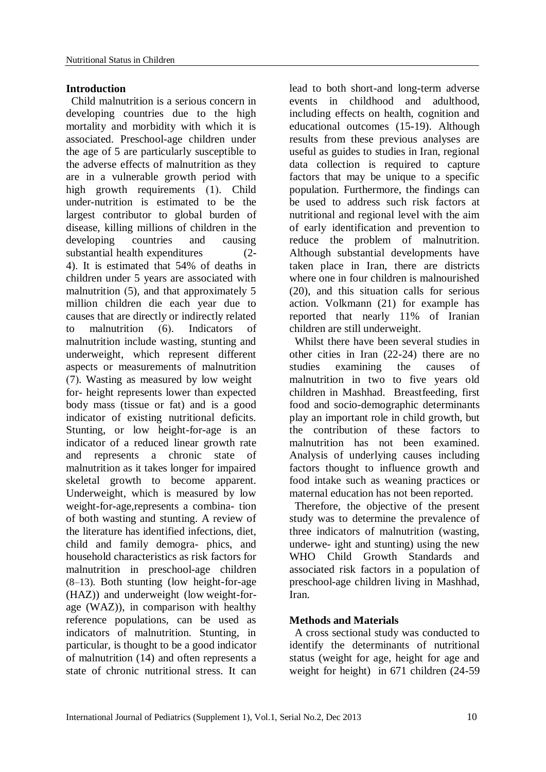## Introduction

Child malnutrition is a serious concern in developing countries due to the high mortality and morbidity with which it is associated. Preschool-age children under the age of 5 are particularly susceptible to the adverse effects of malnutrition as they are in a vulnerable growth period with high growth requirements (1). Child under-nutrition is estimated to be the largest contributor to global burden of disease, killing millions of children in the developing countries and causing substantial health expenditures (2-4). It is estimated that 54% of deaths in children under 5 years are associated with malnutrition (5), and that approximately 5 million children die each year due to causes that are directly or indirectly related to malnutrition (6). Indicators of malnutrition include wasting, stunting and underweight, which represent different aspects or measurements of malnutrition (7). Wasting as measured by low weight for- height represents lower than expected body mass (tissue or fat) and is a good indicator of existing nutritional deficits. Stunting, or low height-for-age is an indicator of a reduced linear growth rate and represents a chronic state of malnutrition as it takes longer for impaired skeletal growth to become apparent. Underweight, which is measured by low weight-for-age,represents a combina- tion of both wasting and stunting. A review of the literature has identified infections, diet, child and family demogra- phics, and household characteristics as risk factors for malnutrition in preschool-age children (8–13). Both stunting (low height-for-age (HAZ)) and underweight (low weight-for-age (WAZ)), in comparison with healthy reference populations, can be used as indicators of malnutrition. Stunting, in particular, is thought to be a good indicator of malnutrition (14) and often represents a state of chronic nutritional stress. It can lead to both short-and long-term adverse events in childhood and adulthood, including effects on health, cognition and educational outcomes (15-19). Although results from these previous analyses are useful as guides to studies in Iran, regional data collection is required to capture factors that may be unique to a specific population. Furthermore, the findings can be used to address such risk factors at nutritional and regional level with the aim of early identification and prevention to reduce the problem of malnutrition. Although substantial developments have taken place in Iran, there are districts where one in four children is malnourished (20), and this situation calls for serious action. Volkmann (21) for example has reported that nearly 11% of Iranian children are still underweight.

Whilst there have been several studies in other cities in Iran (22-24) there are no studies examining the causes of malnutrition in two to five years old children in Mashhad. Breastfeeding, first food and socio-demographic determinants play an important role in child growth, but the contribution of these factors to malnutrition has not been examined. Analysis of underlying causes including factors thought to influence growth and food intake such as weaning practices or maternal education has not been reported.

Therefore, the objective of the present study was to determine the prevalence of three indicators of malnutrition (wasting, underwe- ight and stunting) using the new WHO Child Growth Standards and associated risk factors in a population of preschool-age children living in Mashhad, Iran.

## Methods and Materials

A cross sectional study was conducted to identify the determinants of nutritional status (weight for age, height for age and weight for height) in 671 children (24-59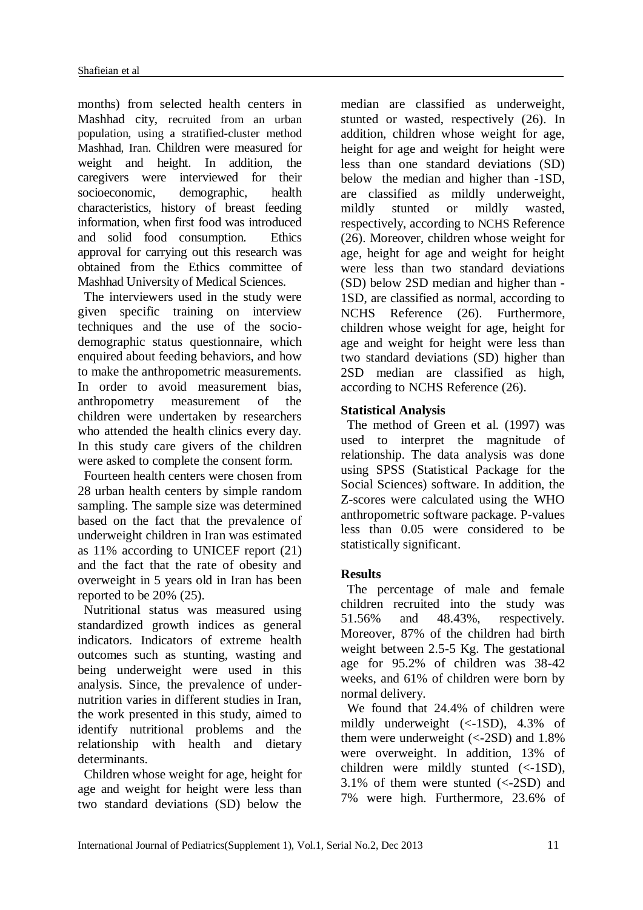months) from selected health centers in Mashhad city, recruited from an urban population, using a stratified-cluster method Mashhad, Iran. Children were measured for weight and height. In addition, the caregivers were interviewed for their socioeconomic, demographic, health characteristics, history of breast feeding information, when first food was introduced and solid food consumption. Ethics approval for carrying out this research was obtained from the Ethics committee of Mashhad University of Medical Sciences.

The interviewers used in the study were given specific training on interview techniques and the use of the socio-demographic status questionnaire, which enquired about feeding behaviors, and how to make the anthropometric measurements. In order to avoid measurement bias, anthropometry measurement of the children were undertaken by researchers who attended the health clinics every day. In this study care givers of the children were asked to complete the consent form.

Fourteen health centers were chosen from 28 urban health centers by simple random sampling. The sample size was determined based on the fact that the prevalence of underweight children in Iran was estimated as 11% according to UNICEF report (21) and the fact that the rate of obesity and overweight in 5 years old in Iran has been reported to be 20% (25).

Nutritional status was measured using standardized growth indices as general indicators. Indicators of extreme health outcomes such as stunting, wasting and being underweight were used in this analysis. Since, the prevalence of under-nutrition varies in different studies in Iran, the work presented in this study, aimed to identify nutritional problems and the relationship with health and dietary determinants.

Children whose weight for age, height for age and weight for height were less than two standard deviations (SD) below the median are classified as underweight, stunted or wasted, respectively (26). In addition, children whose weight for age, height for age and weight for height were less than one standard deviations (SD) below the median and higher than -1SD, are classified as mildly underweight, mildly stunted or mildly wasted, respectively, according to NCHS Reference (26). Moreover, children whose weight for age, height for age and weight for height were less than two standard deviations (SD) below 2SD median and higher than -1SD, are classified as normal, according to NCHS Reference (26). Furthermore, children whose weight for age, height for age and weight for height were less than two standard deviations (SD) higher than 2SD median are classified as high, according to NCHS Reference (26).

**Statistical Analysis**

The method of Green et al. (1997) was used to interpret the magnitude of relationship. The data analysis was done using SPSS (Statistical Package for the Social Sciences) software. In addition, the Z-scores were calculated using the WHO anthropometric software package. P-values less than 0.05 were considered to be statistically significant.

**Results**

The percentage of male and female children recruited into the study was 51.56% and 48.43%, respectively. Moreover, 87% of the children had birth weight between 2.5-5 Kg. The gestational age for 95.2% of children was 38-42 weeks, and 61% of children were born by normal delivery.

We found that 24.4% of children were mildly underweight (<-1SD), 4.3% of them were underweight (<-2SD) and 1.8% were overweight. In addition, 13% of children were mildly stunted (<-1SD), 3.1% of them were stunted (<-2SD) and 7% were high. Furthermore, 23.6% of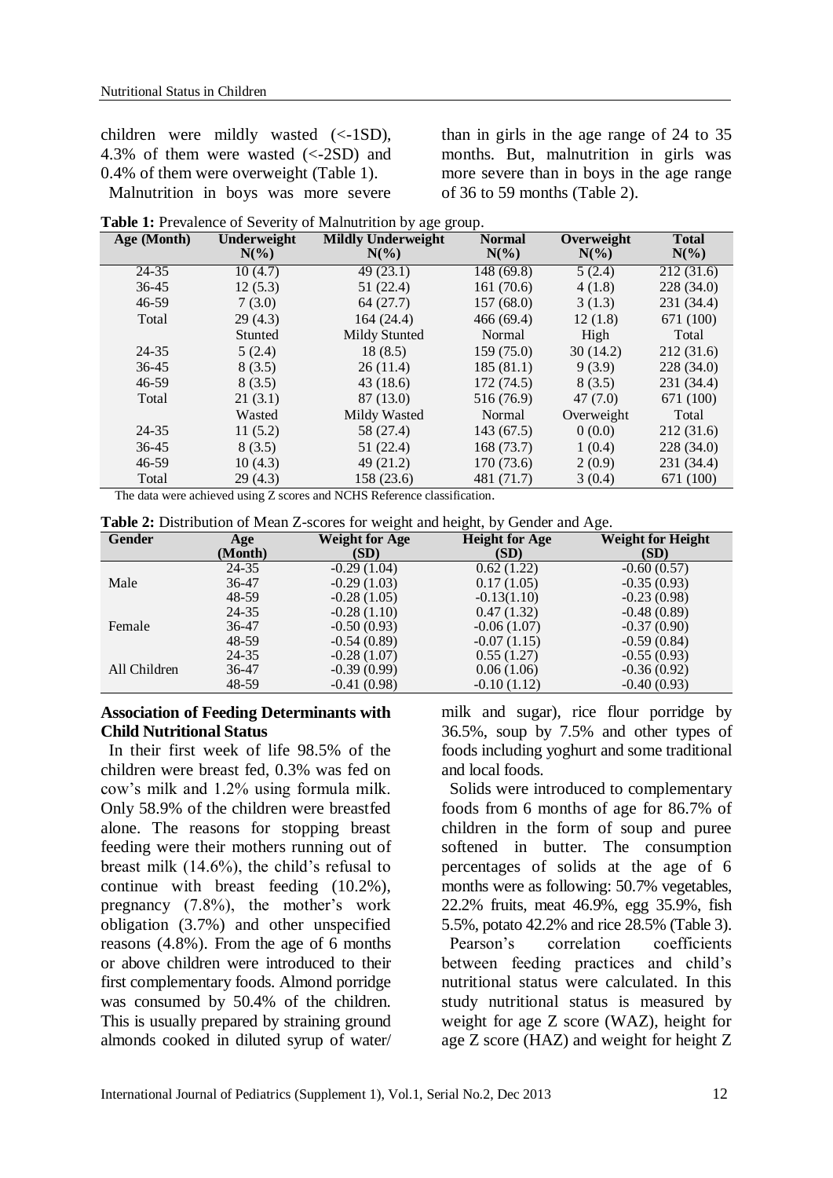children were mildly wasted (<-1SD), 4.3% of them were wasted (<-2SD) and 0.4% of them were overweight (Table 1).

Malnutrition in boys was more severe than in girls in the age range of 24 to 35 months. But, malnutrition in girls was more severe than in boys in the age range of 36 to 59 months (Table 2).

**Table 1:** Prevalence of Severity of Malnutrition by age group.

| Age (Month) | Underweight N(%) | Mildly Underweight N(%) | Normal N(%) | Overweight N(%) | Total N(%) |
|---|---|---|---|---|---|
| 24-35 | 10 (4.7) | 49 (23.1) | 148 (69.8) | 5 (2.4) | 212 (31.6) |
| 36-45 | 12 (5.3) | 51 (22.4) | 161 (70.6) | 4 (1.8) | 228 (34.0) |
| 46-59 | 7 (3.0) | 64 (27.7) | 157 (68.0) | 3 (1.3) | 231 (34.4) |
| Total | 29 (4.3) | 164 (24.4) | 466 (69.4) | 12 (1.8) | 671 (100) |
| | Stunted | Mildy Stunted | Normal | High | Total |
| 24-35 | 5 (2.4) | 18 (8.5) | 159 (75.0) | 30 (14.2) | 212 (31.6) |
| 36-45 | 8 (3.5) | 26 (11.4) | 185 (81.1) | 9 (3.9) | 228 (34.0) |
| 46-59 | 8 (3.5) | 43 (18.6) | 172 (74.5) | 8 (3.5) | 231 (34.4) |
| Total | 21 (3.1) | 87 (13.0) | 516 (76.9) | 47 (7.0) | 671 (100) |
| | Wasted | Mildy Wasted | Normal | Overweight | Total |
| 24-35 | 11 (5.2) | 58 (27.4) | 143 (67.5) | 0 (0.0) | 212 (31.6) |
| 36-45 | 8 (3.5) | 51 (22.4) | 168 (73.7) | 1 (0.4) | 228 (34.0) |
| 46-59 | 10 (4.3) | 49 (21.2) | 170 (73.6) | 2 (0.9) | 231 (34.4) |
| Total | 29 (4.3) | 158 (23.6) | 481 (71.7) | 3 (0.4) | 671 (100) |

The data were achieved using Z scores and NCHS Reference classification.

**Table 2:** Distribution of Mean Z-scores for weight and height, by Gender and Age.

| Gender | Age (Month) | Weight for Age (SD) | Height for Age (SD) | Weight for Height (SD) |
|---|---|---|---|---|
| | 24-35 | -0.29 (1.04) | 0.62 (1.22) | -0.60 (0.57) |
| Male | 36-47 | -0.29 (1.03) | 0.17 (1.05) | -0.35 (0.93) |
| | 48-59 | -0.28 (1.05) | -0.13(1.10) | -0.23 (0.98) |
| | 24-35 | -0.28 (1.10) | 0.47 (1.32) | -0.48 (0.89) |
| Female | 36-47 | -0.50 (0.93) | -0.06 (1.07) | -0.37 (0.90) |
| | 48-59 | -0.54 (0.89) | -0.07 (1.15) | -0.59 (0.84) |
| | 24-35 | -0.28 (1.07) | 0.55 (1.27) | -0.55 (0.93) |
| All Children | 36-47 | -0.39 (0.99) | 0.06 (1.06) | -0.36 (0.92) |
| | 48-59 | -0.41 (0.98) | -0.10 (1.12) | -0.40 (0.93) |

### Association of Feeding Determinants with Child Nutritional Status

In their first week of life 98.5% of the children were breast fed, 0.3% was fed on cow's milk and 1.2% using formula milk. Only 58.9% of the children were breastfed alone. The reasons for stopping breast feeding were their mothers running out of breast milk (14.6%), the child's refusal to continue with breast feeding (10.2%), pregnancy (7.8%), the mother's work obligation (3.7%) and other unspecified reasons (4.8%). From the age of 6 months or above children were introduced to their first complementary foods. Almond porridge was consumed by 50.4% of the children. This is usually prepared by straining ground almonds cooked in diluted syrup of water/ milk and sugar), rice flour porridge by 36.5%, soup by 7.5% and other types of foods including yoghurt and some traditional and local foods.

Solids were introduced to complementary foods from 6 months of age for 86.7% of children in the form of soup and puree softened in butter. The consumption percentages of solids at the age of 6 months were as following: 50.7% vegetables, 22.2% fruits, meat 46.9%, egg 35.9%, fish 5.5%, potato 42.2% and rice 28.5% (Table 3).

Pearson's correlation coefficients between feeding practices and child's nutritional status were calculated. In this study nutritional status is measured by weight for age Z score (WAZ), height for age Z score (HAZ) and weight for height Z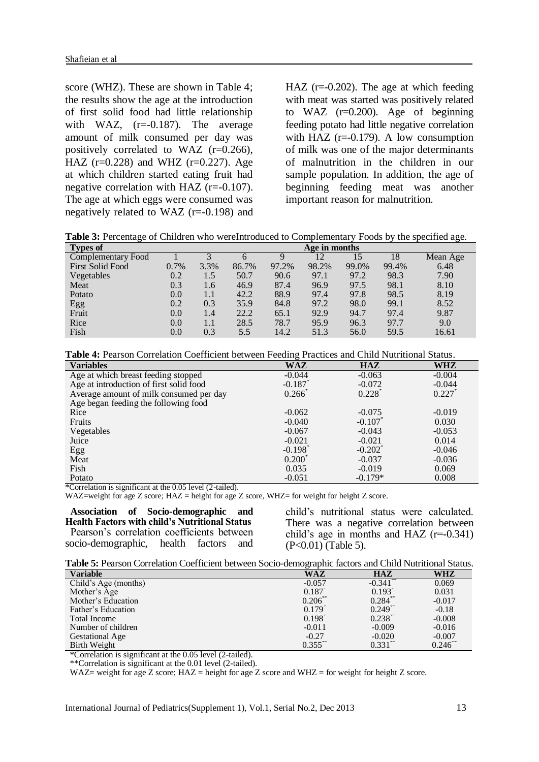score (WHZ). These are shown in Table 4; the results show the age at the introduction of first solid food had little relationship with WAZ, (r=-0.187). The average amount of milk consumed per day was positively correlated to WAZ (r=0.266), HAZ (r=0.228) and WHZ (r=0.227). Age at which children started eating fruit had negative correlation with HAZ (r=-0.107). The age at which eggs were consumed was negatively related to WAZ (r=-0.198) and HAZ (r=-0.202). The age at which feeding with meat was started was positively related to WAZ (r=0.200). Age of beginning feeding potato had little negative correlation with HAZ (r=-0.179). A low consumption of milk was one of the major determinants of malnutrition in the children in our sample population. In addition, the age of beginning feeding meat was another important reason for malnutrition.

**Table 3:** Percentage of Children who wereIntroduced to Complementary Foods by the specified age.

| Types of Complementary Food | Age in months | | | | | | | |
|---|---|---|---|---|---|---|---|---|
| | 1 | 3 | 6 | 9 | 12 | 15 | 18 | Mean Age |
| First Solid Food | 0.7% | 3.3% | 86.7% | 97.2% | 98.2% | 99.0% | 99.4% | 6.48 |
| Vegetables | 0.2 | 1.5 | 50.7 | 90.6 | 97.1 | 97.2 | 98.3 | 7.90 |
| Meat | 0.3 | 1.6 | 46.9 | 87.4 | 96.9 | 97.5 | 98.1 | 8.10 |
| Potato | 0.0 | 1.1 | 42.2 | 88.9 | 97.4 | 97.8 | 98.5 | 8.19 |
| Egg | 0.2 | 0.3 | 35.9 | 84.8 | 97.2 | 98.0 | 99.1 | 8.52 |
| Fruit | 0.0 | 1.4 | 22.2 | 65.1 | 92.9 | 94.7 | 97.4 | 9.87 |
| Rice | 0.0 | 1.1 | 28.5 | 78.7 | 95.9 | 96.3 | 97.7 | 9.0 |
| Fish | 0.0 | 0.3 | 5.5 | 14.2 | 51.3 | 56.0 | 59.5 | 16.61 |

**Table 4:** Pearson Correlation Coefficient between Feeding Practices and Child Nutritional Status.

| Variables | WAZ | HAZ | WHZ |
|---|---|---|---|
| Age at which breast feeding stopped | -0.044 | -0.063 | -0.004 |
| Age at introduction of first solid food | -0.187* | -0.072 | -0.044 |
| Average amount of milk consumed per day | 0.266* | 0.228* | 0.227* |
| Age began feeding the following food | | | |
| Rice | -0.062 | -0.075 | -0.019 |
| Fruits | -0.040 | -0.107* | 0.030 |
| Vegetables | -0.067 | -0.043 | -0.053 |
| Juice | -0.021 | -0.021 | 0.014 |
| Egg | -0.198* | -0.202* | -0.046 |
| Meat | 0.200* | -0.037 | -0.036 |
| Fish | 0.035 | -0.019 | 0.069 |
| Potato | -0.051 | -0.179* | 0.008 |

*Correlation is significant at the 0.05 level (2-tailed).

WAZ=weight for age Z score; HAZ = height for age Z score, WHZ= for weight for height Z score.

**Association of Socio-demographic and Health Factors with child's Nutritional Status**

Pearson's correlation coefficients between socio-demographic, health factors and child's nutritional status were calculated. There was a negative correlation between child's age in months and HAZ (r=-0.341) (P<0.01) (Table 5).

**Table 5:** Pearson Correlation Coefficient between Socio-demographic factors and Child Nutritional Status.

| Variable | WAZ | HAZ | WHZ |
|---|---|---|---|
| Child's Age (months) | -0.057 | -0.341** | 0.069 |
| Mother's Age | 0.187* | 0.193* | 0.031 |
| Mother's Education | 0.206** | 0.284** | -0.017 |
| Father's Education | 0.179* | 0.249** | -0.18 |
| Total Income | 0.198* | 0.238** | -0.008 |
| Number of children | -0.011 | -0.009 | -0.016 |
| Gestational Age | -0.27 | -0.020 | -0.007 |
| Birth Weight | 0.355** | 0.331** | 0.246** |

*Correlation is significant at the 0.05 level (2-tailed).

**Correlation is significant at the 0.01 level (2-tailed).

WAZ= weight for age Z score; HAZ = height for age Z score and WHZ = for weight for height Z score.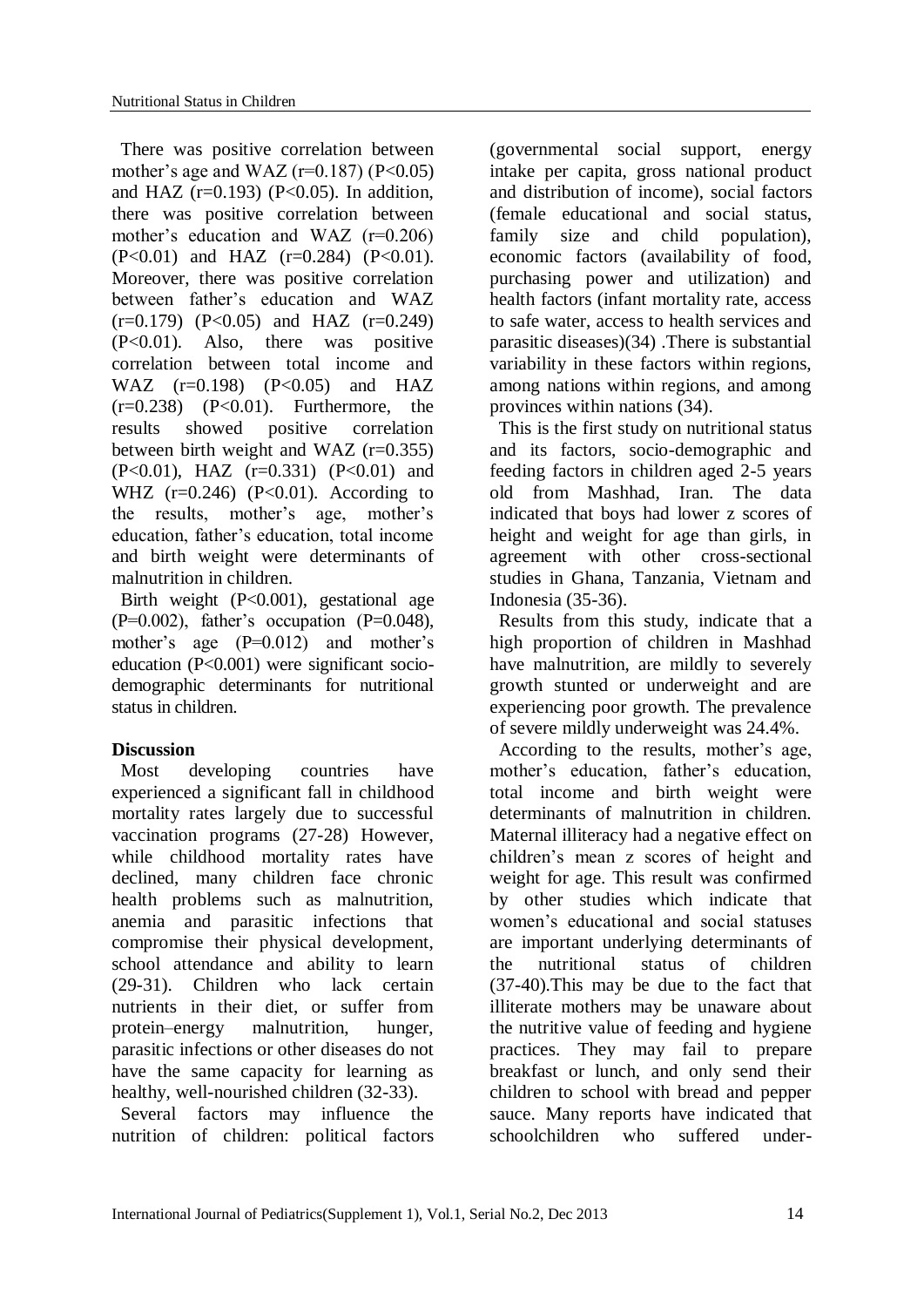There was positive correlation between mother's age and WAZ ($r=0.187$) ($P<0.05$) and HAZ ($r=0.193$) ($P<0.05$). In addition, there was positive correlation between mother's education and WAZ ($r=0.206$) ($P<0.01$) and HAZ ($r=0.284$) ($P<0.01$). Moreover, there was positive correlation between father's education and WAZ ($r=0.179$) ($P<0.05$) and HAZ ($r=0.249$) ($P<0.01$). Also, there was positive correlation between total income and WAZ ($r=0.198$) ($P<0.05$) and HAZ ($r=0.238$) ($P<0.01$). Furthermore, the results showed positive correlation between birth weight and WAZ ($r=0.355$) ($P<0.01$), HAZ ($r=0.331$) ($P<0.01$) and WHZ ($r=0.246$) ($P<0.01$). According to the results, mother's age, mother's education, father's education, total income and birth weight were determinants of malnutrition in children.

Birth weight ($P<0.001$), gestational age ($P=0.002$), father's occupation ($P=0.048$), mother's age ($P=0.012$) and mother's education ($P<0.001$) were significant socio-demographic determinants for nutritional status in children.

## Discussion

Most developing countries have experienced a significant fall in childhood mortality rates largely due to successful vaccination programs (27-28) However, while childhood mortality rates have declined, many children face chronic health problems such as malnutrition, anemia and parasitic infections that compromise their physical development, school attendance and ability to learn (29-31). Children who lack certain nutrients in their diet, or suffer from protein–energy malnutrition, hunger, parasitic infections or other diseases do not have the same capacity for learning as healthy, well-nourished children (32-33).

Several factors may influence the nutrition of children: political factors (governmental social support, energy intake per capita, gross national product and distribution of income), social factors (female educational and social status, family size and child population), economic factors (availability of food, purchasing power and utilization) and health factors (infant mortality rate, access to safe water, access to health services and parasitic diseases)(34) .There is substantial variability in these factors within regions, among nations within regions, and among provinces within nations (34).

This is the first study on nutritional status and its factors, socio-demographic and feeding factors in children aged 2-5 years old from Mashhad, Iran. The data indicated that boys had lower z scores of height and weight for age than girls, in agreement with other cross-sectional studies in Ghana, Tanzania, Vietnam and Indonesia (35-36).

Results from this study, indicate that a high proportion of children in Mashhad have malnutrition, are mildly to severely growth stunted or underweight and are experiencing poor growth. The prevalence of severe mildly underweight was 24.4%.

According to the results, mother's age, mother's education, father's education, total income and birth weight were determinants of malnutrition in children. Maternal illiteracy had a negative effect on children's mean z scores of height and weight for age. This result was confirmed by other studies which indicate that women's educational and social statuses are important underlying determinants of the nutritional status of children (37-40).This may be due to the fact that illiterate mothers may be unaware about the nutritive value of feeding and hygiene practices. They may fail to prepare breakfast or lunch, and only send their children to school with bread and pepper sauce. Many reports have indicated that schoolchildren who suffered under-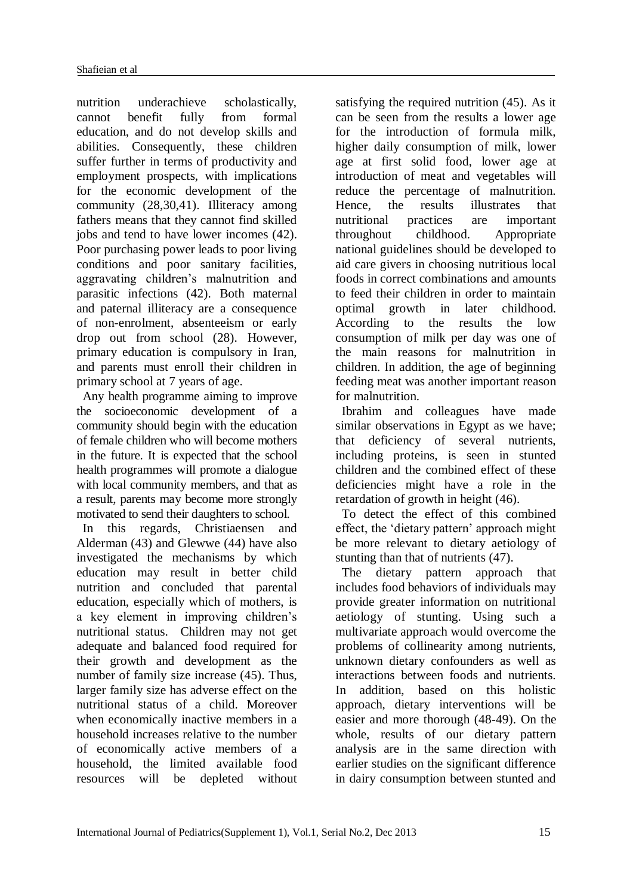nutrition underachieve scholastically, cannot benefit fully from formal education, and do not develop skills and abilities. Consequently, these children suffer further in terms of productivity and employment prospects, with implications for the economic development of the community (28,30,41). Illiteracy among fathers means that they cannot find skilled jobs and tend to have lower incomes (42). Poor purchasing power leads to poor living conditions and poor sanitary facilities, aggravating children's malnutrition and parasitic infections (42). Both maternal and paternal illiteracy are a consequence of non-enrolment, absenteeism or early drop out from school (28). However, primary education is compulsory in Iran, and parents must enroll their children in primary school at 7 years of age.

Any health programme aiming to improve the socioeconomic development of a community should begin with the education of female children who will become mothers in the future. It is expected that the school health programmes will promote a dialogue with local community members, and that as a result, parents may become more strongly motivated to send their daughters to school.

In this regards, Christiaensen and Alderman (43) and Glewwe (44) have also investigated the mechanisms by which education may result in better child nutrition and concluded that parental education, especially which of mothers, is a key element in improving children's nutritional status. Children may not get adequate and balanced food required for their growth and development as the number of family size increase (45). Thus, larger family size has adverse effect on the nutritional status of a child. Moreover when economically inactive members in a household increases relative to the number of economically active members of a household, the limited available food resources will be depleted without satisfying the required nutrition (45). As it can be seen from the results a lower age for the introduction of formula milk, higher daily consumption of milk, lower age at first solid food, lower age at introduction of meat and vegetables will reduce the percentage of malnutrition. Hence, the results illustrates that nutritional practices are important throughout childhood. Appropriate national guidelines should be developed to aid care givers in choosing nutritious local foods in correct combinations and amounts to feed their children in order to maintain optimal growth in later childhood. According to the results the low consumption of milk per day was one of the main reasons for malnutrition in children. In addition, the age of beginning feeding meat was another important reason for malnutrition.

Ibrahim and colleagues have made similar observations in Egypt as we have; that deficiency of several nutrients, including proteins, is seen in stunted children and the combined effect of these deficiencies might have a role in the retardation of growth in height (46).

To detect the effect of this combined effect, the 'dietary pattern' approach might be more relevant to dietary aetiology of stunting than that of nutrients (47).

The dietary pattern approach that includes food behaviors of individuals may provide greater information on nutritional aetiology of stunting. Using such a multivariate approach would overcome the problems of collinearity among nutrients, unknown dietary confounders as well as interactions between foods and nutrients. In addition, based on this holistic approach, dietary interventions will be easier and more thorough (48-49). On the whole, results of our dietary pattern analysis are in the same direction with earlier studies on the significant difference in dairy consumption between stunted and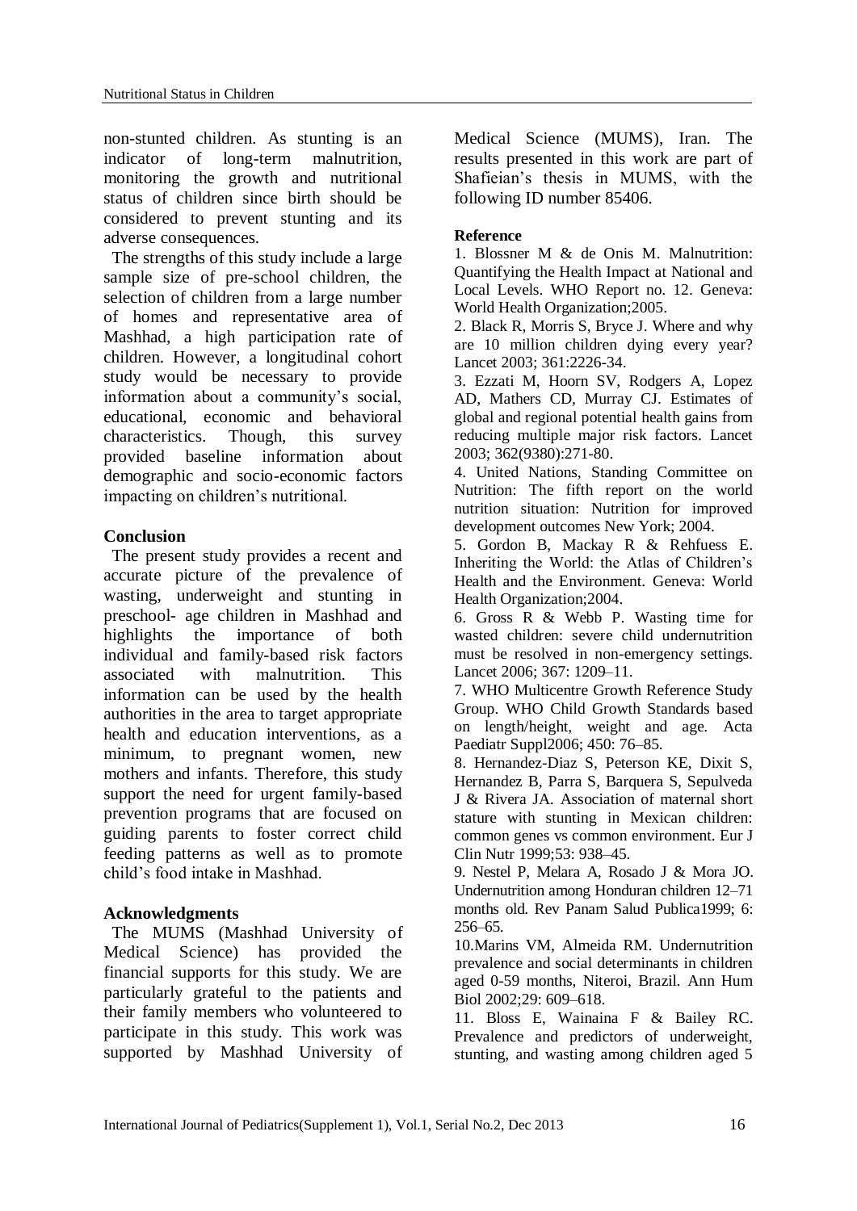non-stunted children. As stunting is an indicator of long-term malnutrition, monitoring the growth and nutritional status of children since birth should be considered to prevent stunting and its adverse consequences.

The strengths of this study include a large sample size of pre-school children, the selection of children from a large number of homes and representative area of Mashhad, a high participation rate of children. However, a longitudinal cohort study would be necessary to provide information about a community's social, educational, economic and behavioral characteristics. Though, this survey provided baseline information about demographic and socio-economic factors impacting on children's nutritional.

## Conclusion

The present study provides a recent and accurate picture of the prevalence of wasting, underweight and stunting in preschool- age children in Mashhad and highlights the importance of both individual and family-based risk factors associated with malnutrition. This information can be used by the health authorities in the area to target appropriate health and education interventions, as a minimum, to pregnant women, new mothers and infants. Therefore, this study support the need for urgent family-based prevention programs that are focused on guiding parents to foster correct child feeding patterns as well as to promote child's food intake in Mashhad.

## Acknowledgments

The MUMS (Mashhad University of Medical Science) has provided the financial supports for this study. We are particularly grateful to the patients and their family members who volunteered to participate in this study. This work was supported by Mashhad University of Medical Science (MUMS), Iran. The results presented in this work are part of Shafieian's thesis in MUMS, with the following ID number 85406.

## Reference

1. Blossner M & de Onis M. Malnutrition: Quantifying the Health Impact at National and Local Levels. WHO Report no. 12. Geneva: World Health Organization;2005.
2. Black R, Morris S, Bryce J. Where and why are 10 million children dying every year? Lancet 2003; 361:2226-34.
3. Ezzati M, Hoorn SV, Rodgers A, Lopez AD, Mathers CD, Murray CJ. Estimates of global and regional potential health gains from reducing multiple major risk factors. Lancet 2003; 362(9380):271-80.
4. United Nations, Standing Committee on Nutrition: The fifth report on the world nutrition situation: Nutrition for improved development outcomes New York; 2004.
5. Gordon B, Mackay R & Rehfuess E. Inheriting the World: the Atlas of Children's Health and the Environment. Geneva: World Health Organization;2004.
6. Gross R & Webb P. Wasting time for wasted children: severe child undernutrition must be resolved in non-emergency settings. Lancet 2006; 367: 1209–11.
7. WHO Multicentre Growth Reference Study Group. WHO Child Growth Standards based on length/height, weight and age. Acta Paediatr Suppl2006; 450: 76–85.
8. Hernandez-Diaz S, Peterson KE, Dixit S, Hernandez B, Parra S, Barquera S, Sepulveda J & Rivera JA. Association of maternal short stature with stunting in Mexican children: common genes vs common environment. Eur J Clin Nutr 1999;53: 938–45.
9. Nestel P, Melara A, Rosado J & Mora JO. Undernutrition among Honduran children 12–71 months old. Rev Panam Salud Publica1999; 6: 256–65.
10. Marins VM, Almeida RM. Undernutrition prevalence and social determinants in children aged 0-59 months, Niteroi, Brazil. Ann Hum Biol 2002;29: 609–618.
11. Bloss E, Wainaina F & Bailey RC. Prevalence and predictors of underweight, stunting, and wasting among children aged 5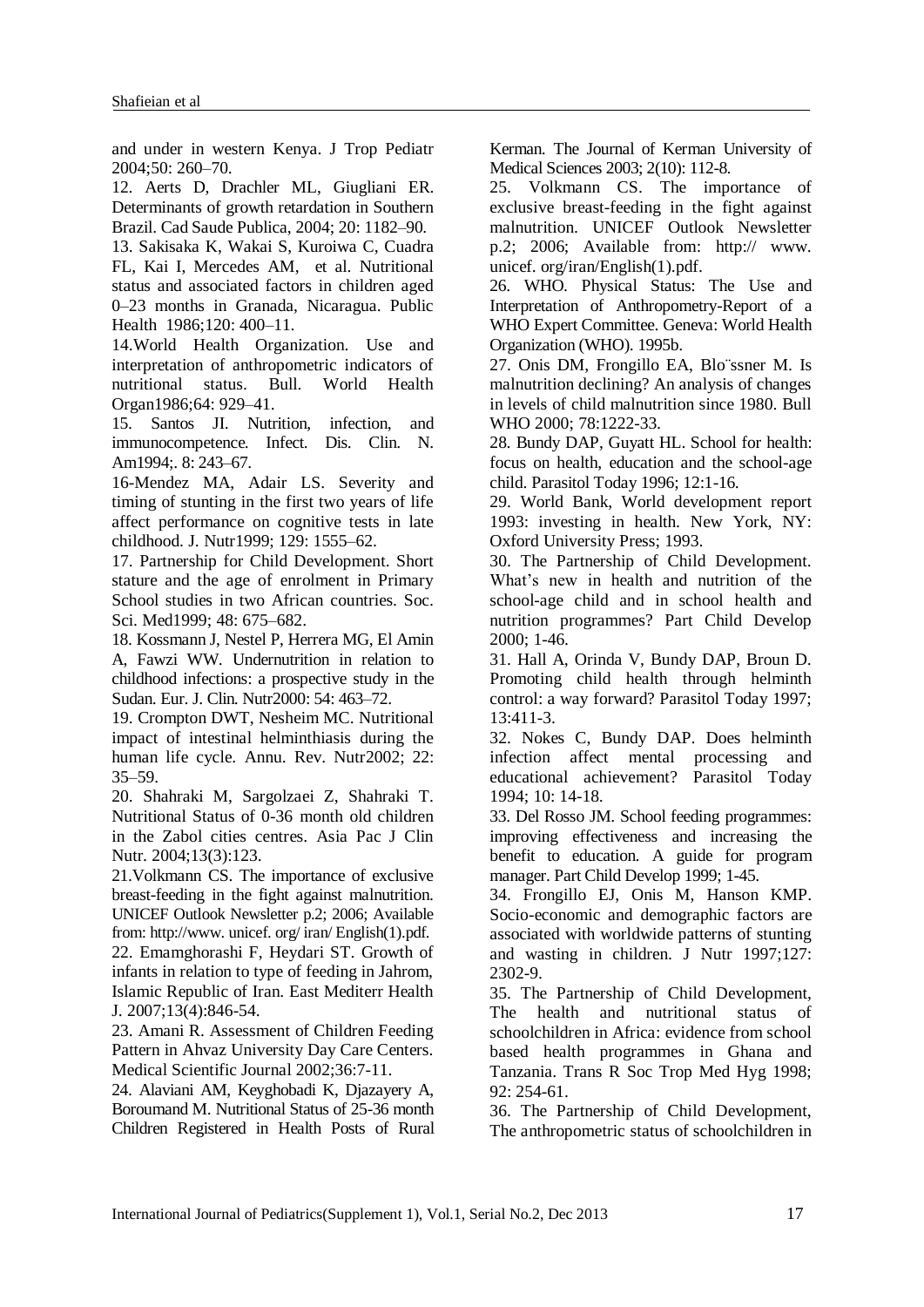and under in western Kenya. J Trop Pediatr 2004;50: 260–70.

12. Aerts D, Drachler ML, Giugliani ER. Determinants of growth retardation in Southern Brazil. Cad Saude Publica, 2004; 20: 1182–90.

13. Sakisaka K, Wakai S, Kuroiwa C, Cuadra FL, Kai I, Mercedes AM, et al. Nutritional status and associated factors in children aged 0–23 months in Granada, Nicaragua. Public Health 1986;120: 400–11.

14.World Health Organization. Use and interpretation of anthropometric indicators of nutritional status. Bull. World Health Organ1986;64: 929–41.

15. Santos JI. Nutrition, infection, and immunocompetence. Infect. Dis. Clin. N. Am1994;. 8: 243–67.

16-Mendez MA, Adair LS. Severity and timing of stunting in the first two years of life affect performance on cognitive tests in late childhood. J. Nutr1999; 129: 1555–62.

17. Partnership for Child Development. Short stature and the age of enrolment in Primary School studies in two African countries. Soc. Sci. Med1999; 48: 675–682.

18. Kossmann J, Nestel P, Herrera MG, El Amin A, Fawzi WW. Undernutrition in relation to childhood infections: a prospective study in the Sudan. Eur. J. Clin. Nutr2000: 54: 463–72.

19. Crompton DWT, Nesheim MC. Nutritional impact of intestinal helminthiasis during the human life cycle. Annu. Rev. Nutr2002; 22: 35–59.

20. Shahraki M, Sargolzaei Z, Shahraki T. Nutritional Status of 0-36 month old children in the Zabol cities centres. Asia Pac J Clin Nutr. 2004;13(3):123.

21.Volkmann CS. The importance of exclusive breast-feeding in the fight against malnutrition. UNICEF Outlook Newsletter p.2; 2006; Available from: http://www. unicef. org/ iran/ English(1).pdf.

22. Emamghorashi F, Heydari ST. Growth of infants in relation to type of feeding in Jahrom, Islamic Republic of Iran. East Mediterr Health J. 2007;13(4):846-54.

23. Amani R. Assessment of Children Feeding Pattern in Ahvaz University Day Care Centers. Medical Scientific Journal 2002;36:7-11.

24. Alaviani AM, Keyghobadi K, Djazayery A, Boroumand M. Nutritional Status of 25-36 month Children Registered in Health Posts of Rural Kerman. The Journal of Kerman University of Medical Sciences 2003; 2(10): 112-8.

25. Volkmann CS. The importance of exclusive breast-feeding in the fight against malnutrition. UNICEF Outlook Newsletter p.2; 2006; Available from: http:// www. unicef. org/iran/English(1).pdf.

26. WHO. Physical Status: The Use and Interpretation of Anthropometry-Report of a WHO Expert Committee. Geneva: World Health Organization (WHO). 1995b.

27. Onis DM, Frongillo EA, Blo¨ssner M. Is malnutrition declining? An analysis of changes in levels of child malnutrition since 1980. Bull WHO 2000; 78:1222-33.

28. Bundy DAP, Guyatt HL. School for health: focus on health, education and the school-age child. Parasitol Today 1996; 12:1-16.

29. World Bank, World development report 1993: investing in health. New York, NY: Oxford University Press; 1993.

30. The Partnership of Child Development. What's new in health and nutrition of the school-age child and in school health and nutrition programmes? Part Child Develop 2000; 1-46.

31. Hall A, Orinda V, Bundy DAP, Broun D. Promoting child health through helminth control: a way forward? Parasitol Today 1997; 13:411-3.

32. Nokes C, Bundy DAP. Does helminth infection affect mental processing and educational achievement? Parasitol Today 1994; 10: 14-18.

33. Del Rosso JM. School feeding programmes: improving effectiveness and increasing the benefit to education. A guide for program manager. Part Child Develop 1999; 1-45.

34. Frongillo EJ, Onis M, Hanson KMP. Socio-economic and demographic factors are associated with worldwide patterns of stunting and wasting in children. J Nutr 1997;127: 2302-9.

35. The Partnership of Child Development, The health and nutritional status of schoolchildren in Africa: evidence from school based health programmes in Ghana and Tanzania. Trans R Soc Trop Med Hyg 1998; 92: 254-61.

36. The Partnership of Child Development, The anthropometric status of schoolchildren in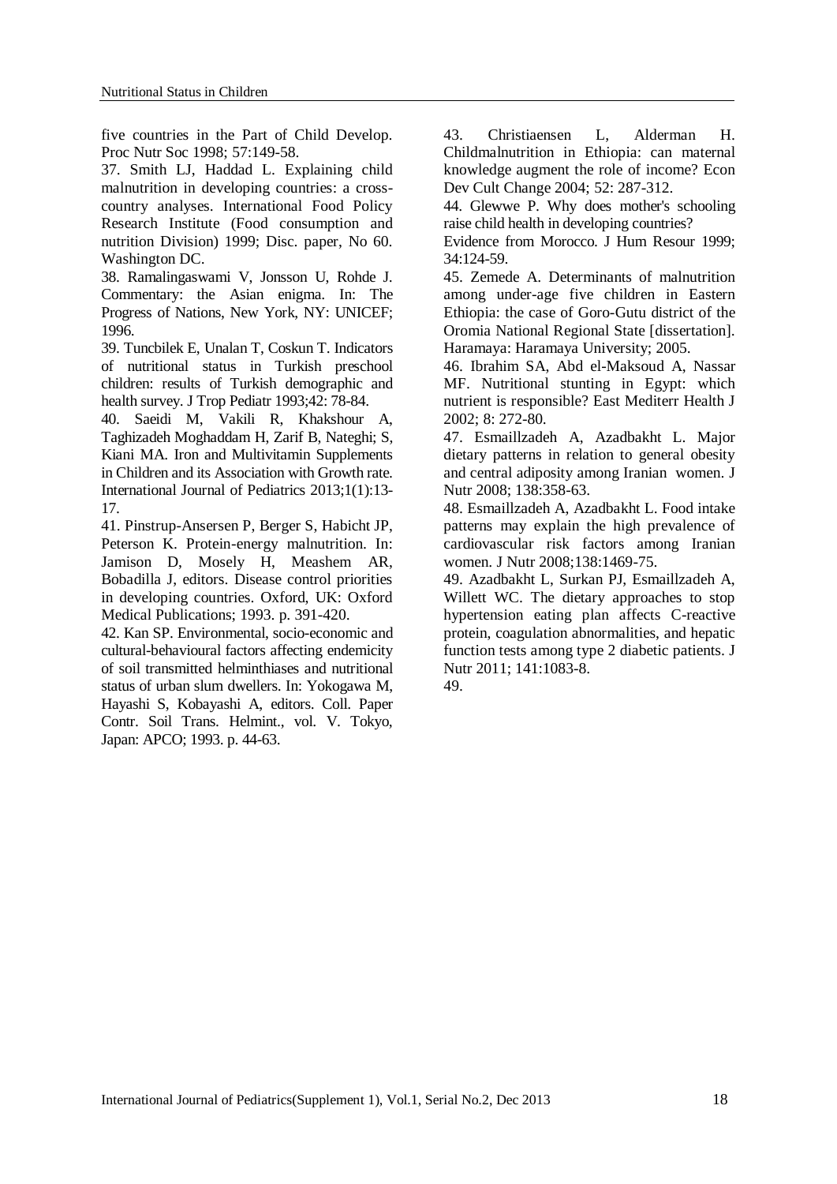five countries in the Part of Child Develop. Proc Nutr Soc 1998; 57:149-58.

37. Smith LJ, Haddad L. Explaining child malnutrition in developing countries: a cross-country analyses. International Food Policy Research Institute (Food consumption and nutrition Division) 1999; Disc. paper, No 60. Washington DC.

38. Ramalingaswami V, Jonsson U, Rohde J. Commentary: the Asian enigma. In: The Progress of Nations, New York, NY: UNICEF; 1996.

39. Tuncbilek E, Unalan T, Coskun T. Indicators of nutritional status in Turkish preschool children: results of Turkish demographic and health survey. J Trop Pediatr 1993;42: 78-84.

40. Saeidi M, Vakili R, Khakshour A, Taghizadeh Moghaddam H, Zarif B, Nateghi; S, Kiani MA. Iron and Multivitamin Supplements in Children and its Association with Growth rate. International Journal of Pediatrics 2013;1(1):13-17.

41. Pinstrup-Ansersen P, Berger S, Habicht JP, Peterson K. Protein-energy malnutrition. In: Jamison D, Mosely H, Meashem AR, Bobadilla J, editors. Disease control priorities in developing countries. Oxford, UK: Oxford Medical Publications; 1993. p. 391-420.

42. Kan SP. Environmental, socio-economic and cultural-behavioural factors affecting endemicity of soil transmitted helminthiases and nutritional status of urban slum dwellers. In: Yokogawa M, Hayashi S, Kobayashi A, editors. Coll. Paper Contr. Soil Trans. Helmint., vol. V. Tokyo, Japan: APCO; 1993. p. 44-63.

43. Christiaensen L, Alderman H. Childmalnutrition in Ethiopia: can maternal knowledge augment the role of income? Econ Dev Cult Change 2004; 52: 287-312.

44. Glewwe P. Why does mother's schooling raise child health in developing countries? Evidence from Morocco. J Hum Resour 1999; 34:124-59.

45. Zemede A. Determinants of malnutrition among under-age five children in Eastern Ethiopia: the case of Goro-Gutu district of the Oromia National Regional State [dissertation]. Haramaya: Haramaya University; 2005.

46. Ibrahim SA, Abd el-Maksoud A, Nassar MF. Nutritional stunting in Egypt: which nutrient is responsible? East Mediterr Health J 2002; 8: 272-80.

47. Esmaillzadeh A, Azadbakht L. Major dietary patterns in relation to general obesity and central adiposity among Iranian women. J Nutr 2008; 138:358-63.

48. Esmaillzadeh A, Azadbakht L. Food intake patterns may explain the high prevalence of cardiovascular risk factors among Iranian women. J Nutr 2008;138:1469-75.

49. Azadbakht L, Surkan PJ, Esmaillzadeh A, Willett WC. The dietary approaches to stop hypertension eating plan affects C-reactive protein, coagulation abnormalities, and hepatic function tests among type 2 diabetic patients. J Nutr 2011; 141:1083-8.

49.